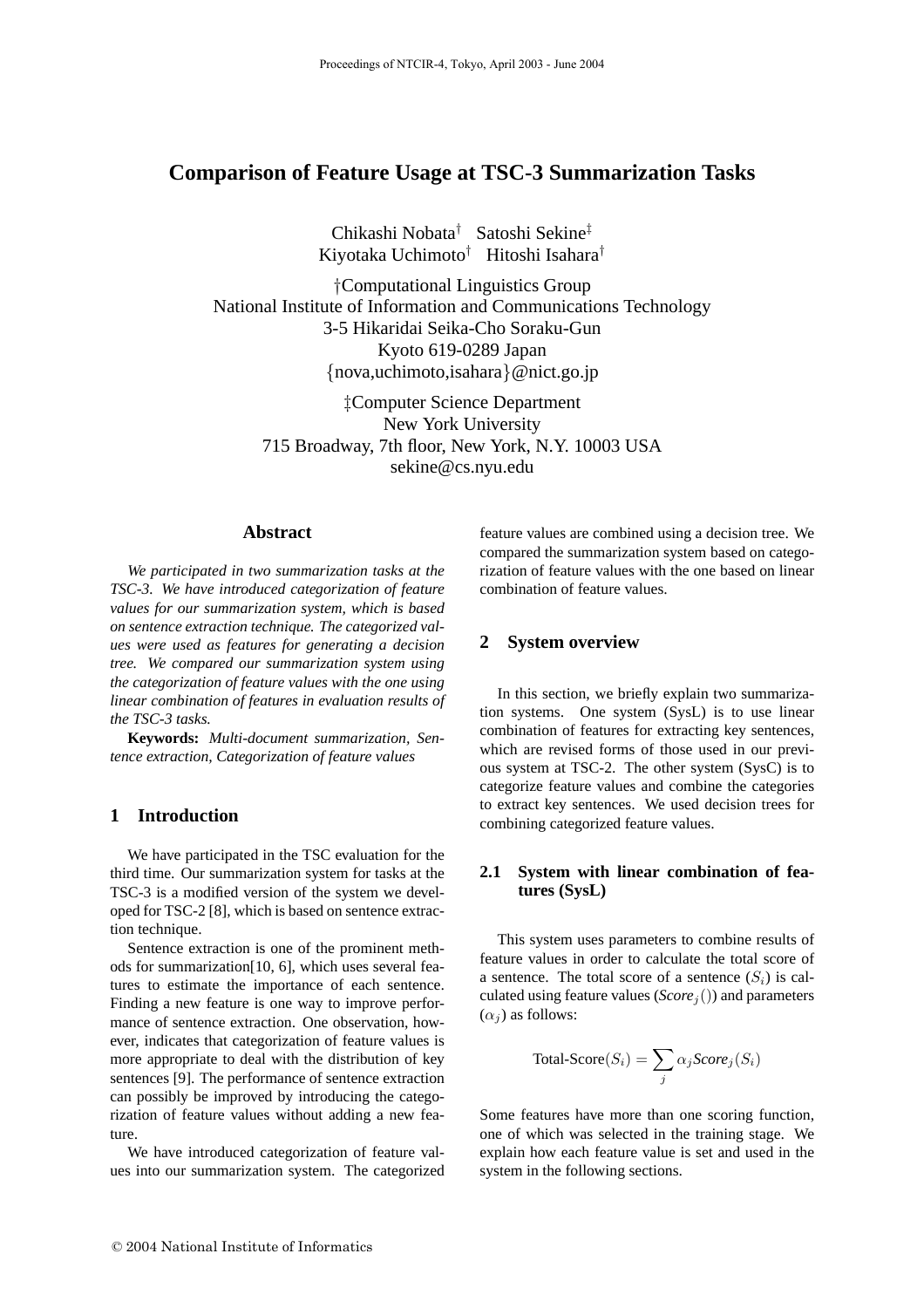# Comparison of Feature Usage at TSC-3 Summarization Tasks

Chikashi Nobata† Satoshi Sekine‡
Kiyotaka Uchimoto† Hitoshi Isahara†

†Computational Linguistics Group
National Institute of Information and Communications Technology
3-5 Hikaridai Seika-Cho Soraku-Gun
Kyoto 619-0289 Japan
{nova,uchimoto,isahara}@nict.go.jp

‡Computer Science Department
New York University
715 Broadway, 7th floor, New York, N.Y. 10003 USA
sekine@cs.nyu.edu

## Abstract

*We participated in two summarization tasks at the TSC-3. We have introduced categorization of feature values for our summarization system, which is based on sentence extraction technique. The categorized values were used as features for generating a decision tree. We compared our summarization system using the categorization of feature values with the one using linear combination of features in evaluation results of the TSC-3 tasks.*

**Keywords:** *Multi-document summarization, Sentence extraction, Categorization of feature values*

## 1 Introduction

We have participated in the TSC evaluation for the third time. Our summarization system for tasks at the TSC-3 is a modified version of the system we developed for TSC-2 [8], which is based on sentence extraction technique.

Sentence extraction is one of the prominent methods for summarization[10, 6], which uses several features to estimate the importance of each sentence. Finding a new feature is one way to improve performance of sentence extraction. One observation, however, indicates that categorization of feature values is more appropriate to deal with the distribution of key sentences [9]. The performance of sentence extraction can possibly be improved by introducing the categorization of feature values without adding a new feature.

We have introduced categorization of feature values into our summarization system. The categorized feature values are combined using a decision tree. We compared the summarization system based on categorization of feature values with the one based on linear combination of feature values.

## 2 System overview

In this section, we briefly explain two summarization systems. One system (SysL) is to use linear combination of features for extracting key sentences, which are revised forms of those used in our previous system at TSC-2. The other system (SysC) is to categorize feature values and combine the categories to extract key sentences. We used decision trees for combining categorized feature values.

### 2.1 System with linear combination of features (SysL)

This system uses parameters to combine results of feature values in order to calculate the total score of a sentence. The total score of a sentence ($S_i$) is calculated using feature values ($\mathit{Score}_j()$) and parameters ($\alpha_j$) as follows:

$$\text{Total-Score}(S_i) = \sum_j \alpha_j \mathit{Score}_j(S_i)$$

Some features have more than one scoring function, one of which was selected in the training stage. We explain how each feature value is set and used in the system in the following sections.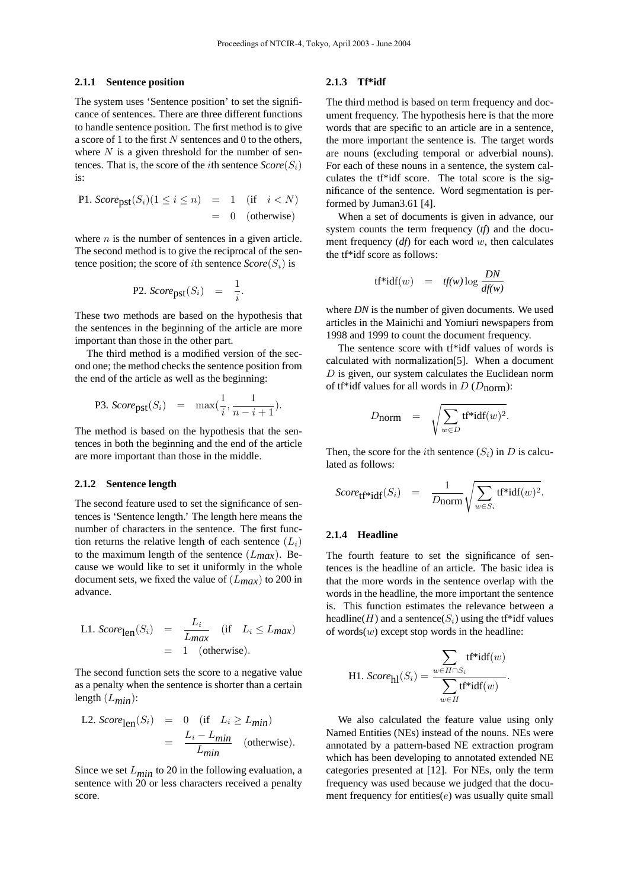#### 2.1.1 Sentence position

The system uses 'Sentence position' to set the significance of sentences. There are three different functions to handle sentence position. The first method is to give a score of 1 to the first $N$ sentences and 0 to the others, where $N$ is a given threshold for the number of sentences. That is, the score of the $i$th sentence $Score(S_i)$ is:

$$
\begin{aligned}
\text{P1. } Score_{\text{pst}}(S_i)(1 \leq i \leq n) &= 1 \quad (\text{if} \quad i < N) \\
&= 0 \quad (\text{otherwise})
\end{aligned}
$$

where $n$ is the number of sentences in a given article. The second method is to give the reciprocal of the sentence position; the score of $i$th sentence $Score(S_i)$ is

$$
\text{P2. } Score_{\text{pst}}(S_i) \quad = \quad \frac{1}{i}.
$$

These two methods are based on the hypothesis that the sentences in the beginning of the article are more important than those in the other part.

The third method is a modified version of the second one; the method checks the sentence position from the end of the article as well as the beginning:

$$
\text{P3. } Score_{\text{pst}}(S_i) \quad = \quad \max\left(\frac{1}{i}, \frac{1}{n-i+1}\right).
$$

The method is based on the hypothesis that the sentences in both the beginning and the end of the article are more important than those in the middle.

#### 2.1.2 Sentence length

The second feature used to set the significance of sentences is 'Sentence length.' The length here means the number of characters in the sentence. The first function returns the relative length of each sentence $(L_i)$ to the maximum length of the sentence $(L_{max})$. Because we would like to set it uniformly in the whole document sets, we fixed the value of $(L_{max})$ to 200 in advance.

$$
\begin{aligned}
\text{L1. } Score_{\text{len}}(S_i) &= \frac{L_i}{L_{max}} \quad (\text{if} \quad L_i \leq L_{max}) \\
&= 1 \quad (\text{otherwise}).
\end{aligned}
$$

The second function sets the score to a negative value as a penalty when the sentence is shorter than a certain length $(L_{min})$:

$$
\begin{aligned}
\text{L2. } Score_{\text{len}}(S_i) &= 0 \quad (\text{if} \quad L_i \geq L_{min}) \\
&= \frac{L_i - L_{min}}{L_{min}} \quad (\text{otherwise}).
\end{aligned}
$$

Since we set $L_{min}$ to 20 in the following evaluation, a sentence with 20 or less characters received a penalty score.

#### 2.1.3 Tf*idf

The third method is based on term frequency and document frequency. The hypothesis here is that the more words that are specific to an article are in a sentence, the more important the sentence is. The target words are nouns (excluding temporal or adverbial nouns). For each of these nouns in a sentence, the system calculates the tf*idf score. The total score is the significance of the sentence. Word segmentation is performed by Juman3.61 [4].

When a set of documents is given in advance, our system counts the term frequency (*tf*) and the document frequency (*df*) for each word $w$, then calculates the tf*idf score as follows:

$$
\text{tf*idf}(w) \quad = \quad tf(w) \log \frac{DN}{df(w)}
$$

where *DN* is the number of given documents. We used articles in the Mainichi and Yomiuri newspapers from 1998 and 1999 to count the document frequency.

The sentence score with tf*idf values of words is calculated with normalization[5]. When a document $D$ is given, our system calculates the Euclidean norm of tf*idf values for all words in $D$ ($D_{\text{norm}}$):

$$
D_{\text{norm}} \quad = \quad \sqrt{\sum_{w \in D} \text{tf*idf}(w)^2}.
$$

Then, the score for the $i$th sentence $(S_i)$ in $D$ is calculated as follows:

$$
Score_{\text{tf*idf}}(S_i) \quad = \quad \frac{1}{D_{\text{norm}}} \sqrt{\sum_{w \in S_i} \text{tf*idf}(w)^2}.
$$

#### 2.1.4 Headline

The fourth feature to set the significance of sentences is the headline of an article. The basic idea is that the more words in the sentence overlap with the words in the headline, the more important the sentence is. This function estimates the relevance between a headline($H$) and a sentence($S_i$) using the tf*idf values of words($w$) except stop words in the headline:

$$
\text{H1. } Score_{\text{hl}}(S_i) = \frac{\displaystyle\sum_{w \in H \cap S_i} \text{tf*idf}(w)}{\displaystyle\sum_{w \in H} \text{tf*idf}(w)}.
$$

We also calculated the feature value using only Named Entities (NEs) instead of the nouns. NEs were annotated by a pattern-based NE extraction program which has been developing to annotated extended NE categories presented at [12]. For NEs, only the term frequency was used because we judged that the document frequency for entities($e$) was usually quite small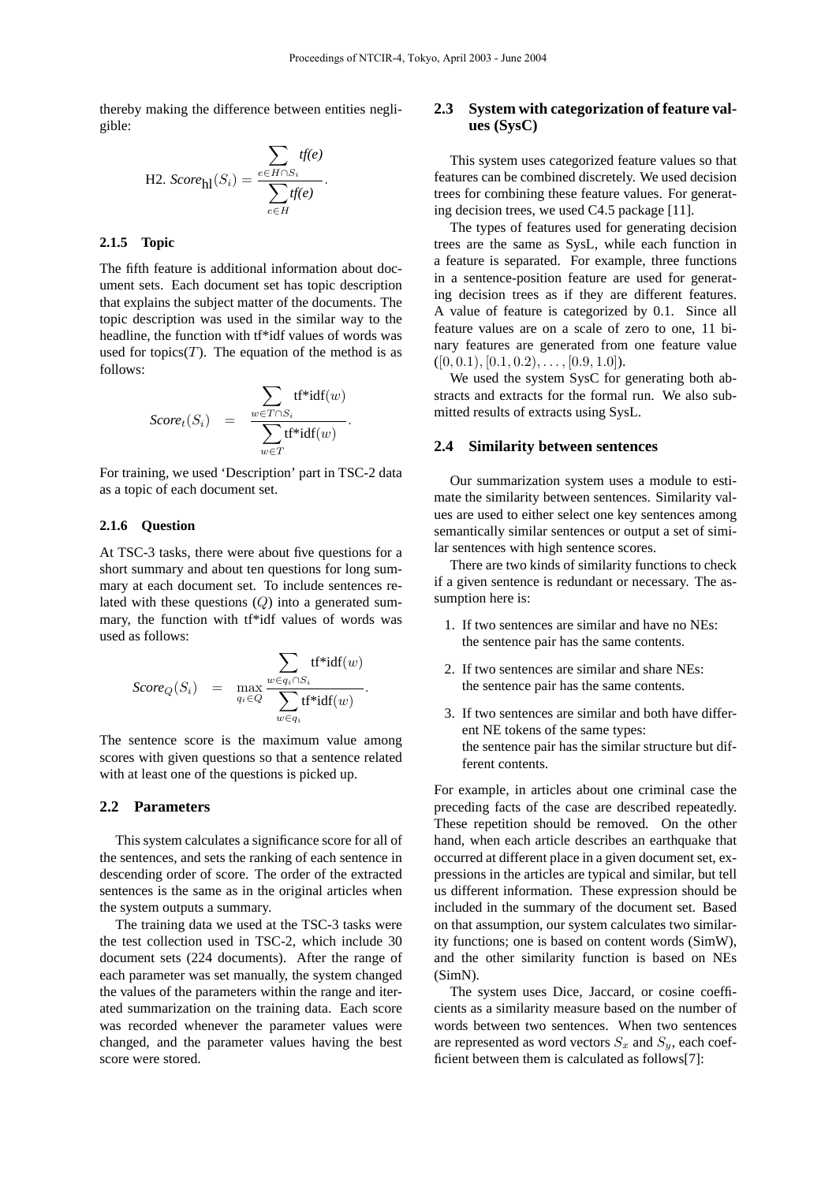thereby making the difference between entities negligible:

$$\text{H2. } Score_{\text{hl}}(S_i) = \frac{\sum_{e \in H \cap S_i} tf(e)}{\sum_{e \in H} tf(e)}.$$

#### 2.1.5 Topic

The fifth feature is additional information about document sets. Each document set has topic description that explains the subject matter of the documents. The topic description was used in the similar way to the headline, the function with tf*idf values of words was used for topics($T$). The equation of the method is as follows:

$$Score_t(S_i) = \frac{\sum_{w \in T \cap S_i} \text{tf*idf}(w)}{\sum_{w \in T} \text{tf*idf}(w)}.$$

For training, we used 'Description' part in TSC-2 data as a topic of each document set.

#### 2.1.6 Question

At TSC-3 tasks, there were about five questions for a short summary and about ten questions for long summary at each document set. To include sentences related with these questions ($Q$) into a generated summary, the function with tf*idf values of words was used as follows:

$$Score_Q(S_i) = \max_{q_i \in Q} \frac{\sum_{w \in q_i \cap S_i} \text{tf*idf}(w)}{\sum_{w \in q_i} \text{tf*idf}(w)}.$$

The sentence score is the maximum value among scores with given questions so that a sentence related with at least one of the questions is picked up.

### 2.2 Parameters

This system calculates a significance score for all of the sentences, and sets the ranking of each sentence in descending order of score. The order of the extracted sentences is the same as in the original articles when the system outputs a summary.

The training data we used at the TSC-3 tasks were the test collection used in TSC-2, which include 30 document sets (224 documents). After the range of each parameter was set manually, the system changed the values of the parameters within the range and iterated summarization on the training data. Each score was recorded whenever the parameter values were changed, and the parameter values having the best score were stored.

### 2.3 System with categorization of feature values (SysC)

This system uses categorized feature values so that features can be combined discretely. We used decision trees for combining these feature values. For generating decision trees, we used C4.5 package [11].

The types of features used for generating decision trees are the same as SysL, while each function in a feature is separated. For example, three functions in a sentence-position feature are used for generating decision trees as if they are different features. A value of feature is categorized by 0.1. Since all feature values are on a scale of zero to one, 11 binary features are generated from one feature value ($[0, 0.1), [0.1, 0.2), \ldots, [0.9, 1.0]$).

We used the system SysC for generating both abstracts and extracts for the formal run. We also submitted results of extracts using SysL.

### 2.4 Similarity between sentences

Our summarization system uses a module to estimate the similarity between sentences. Similarity values are used to either select one key sentences among semantically similar sentences or output a set of similar sentences with high sentence scores.

There are two kinds of similarity functions to check if a given sentence is redundant or necessary. The assumption here is:

1. If two sentences are similar and have no NEs: the sentence pair has the same contents.
2. If two sentences are similar and share NEs: the sentence pair has the same contents.
3. If two sentences are similar and both have different NE tokens of the same types: the sentence pair has the similar structure but different contents.

For example, in articles about one criminal case the preceding facts of the case are described repeatedly. These repetition should be removed. On the other hand, when each article describes an earthquake that occurred at different place in a given document set, expressions in the articles are typical and similar, but tell us different information. These expression should be included in the summary of the document set. Based on that assumption, our system calculates two similarity functions; one is based on content words (SimW), and the other similarity function is based on NEs (SimN).

The system uses Dice, Jaccard, or cosine coefficients as a similarity measure based on the number of words between two sentences. When two sentences are represented as word vectors $S_x$ and $S_y$, each coefficient between them is calculated as follows[7]: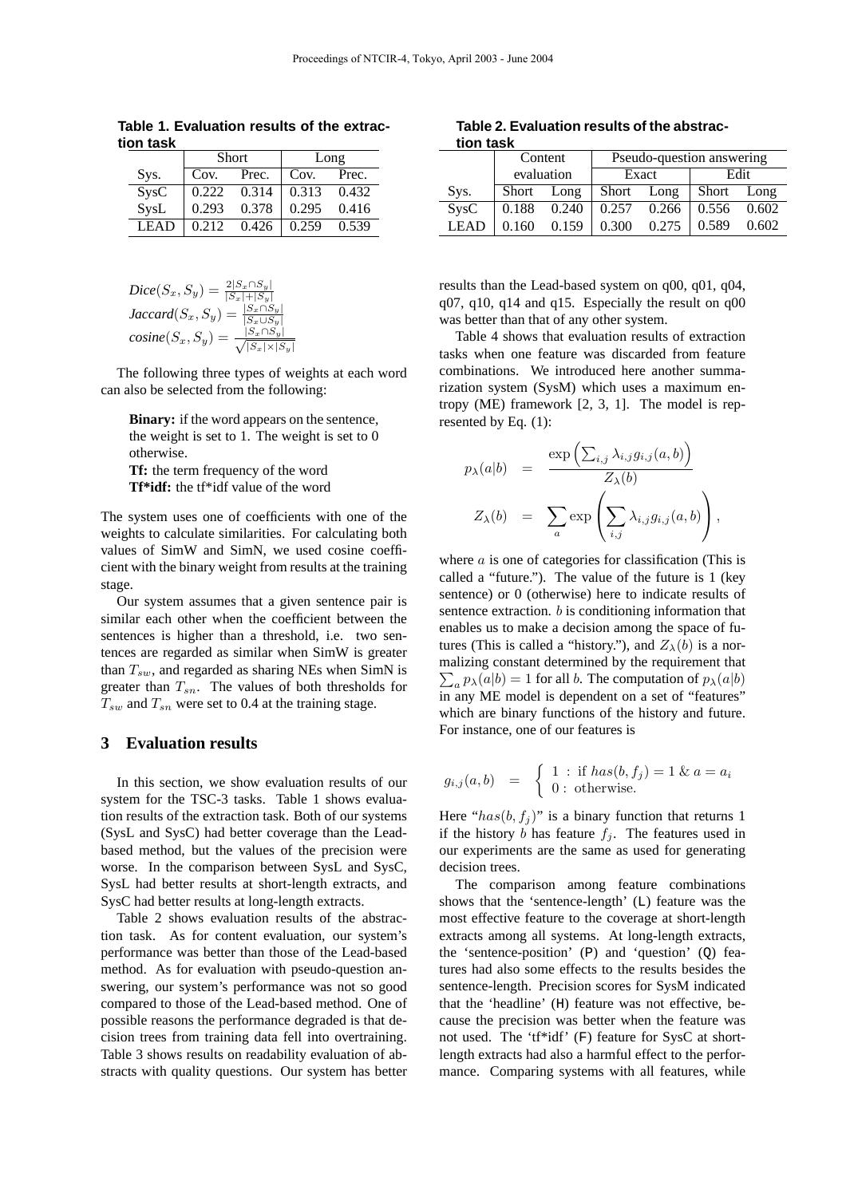**Table 1. Evaluation results of the extraction task**

| | Short | | Long | |
|---|---|---|---|---|
| Sys. | Cov. | Prec. | Cov. | Prec. |
| SysC | 0.222 | 0.314 | 0.313 | 0.432 |
| SysL | 0.293 | 0.378 | 0.295 | 0.416 |
| LEAD | 0.212 | 0.426 | 0.259 | 0.539 |

$$Dice(S_x, S_y) = \frac{2|S_x \cap S_y|}{|S_x| + |S_y|}$$
$$Jaccard(S_x, S_y) = \frac{|S_x \cap S_y|}{|S_x \cup S_y|}$$
$$cosine(S_x, S_y) = \frac{|S_x \cap S_y|}{\sqrt{|S_x| \times |S_y|}}$$

The following three types of weights at each word can also be selected from the following:

**Binary:** if the word appears on the sentence, the weight is set to 1. The weight is set to 0 otherwise.
**Tf:** the term frequency of the word
**Tf*idf:** the tf*idf value of the word

The system uses one of coefficients with one of the weights to calculate similarities. For calculating both values of SimW and SimN, we used cosine coefficient with the binary weight from results at the training stage.

Our system assumes that a given sentence pair is similar each other when the coefficient between the sentences is higher than a threshold, i.e. two sentences are regarded as similar when SimW is greater than $T_{sw}$, and regarded as sharing NEs when SimN is greater than $T_{sn}$. The values of both thresholds for $T_{sw}$ and $T_{sn}$ were set to 0.4 at the training stage.

## 3 Evaluation results

In this section, we show evaluation results of our system for the TSC-3 tasks. Table 1 shows evaluation results of the extraction task. Both of our systems (SysL and SysC) had better coverage than the Lead-based method, but the values of the precision were worse. In the comparison between SysL and SysC, SysL had better results at short-length extracts, and SysC had better results at long-length extracts.

Table 2 shows evaluation results of the abstraction task. As for content evaluation, our system's performance was better than those of the Lead-based method. As for evaluation with pseudo-question answering, our system's performance was not so good compared to those of the Lead-based method. One of possible reasons the performance degraded is that decision trees from training data fell into overtraining. Table 3 shows results on readability evaluation of abstracts with quality questions. Our system has better

**Table 2. Evaluation results of the abstraction task**

| | Content evaluation | | Pseudo-question answering | | | |
|---|---|---|---|---|---|---|
| | | | Exact | | Edit | |
| Sys. | Short | Long | Short | Long | Short | Long |
| SysC | 0.188 | 0.240 | 0.257 | 0.266 | 0.556 | 0.602 |
| LEAD | 0.160 | 0.159 | 0.300 | 0.275 | 0.589 | 0.602 |

results than the Lead-based system on q00, q01, q04, q07, q10, q14 and q15. Especially the result on q00 was better than that of any other system.

Table 4 shows that evaluation results of extraction tasks when one feature was discarded from feature combinations. We introduced here another summarization system (SysM) which uses a maximum entropy (ME) framework [2, 3, 1]. The model is represented by Eq. (1):

$$p_\lambda(a|b) = \frac{\exp\left(\sum_{i,j} \lambda_{i,j} g_{i,j}(a,b)\right)}{Z_\lambda(b)}$$
$$Z_\lambda(b) = \sum_a \exp\left(\sum_{i,j} \lambda_{i,j} g_{i,j}(a,b)\right),$$

where $a$ is one of categories for classification (This is called a "future."). The value of the future is 1 (key sentence) or 0 (otherwise) here to indicate results of sentence extraction. $b$ is conditioning information that enables us to make a decision among the space of futures (This is called a "history."), and $Z_\lambda(b)$ is a normalizing constant determined by the requirement that $\sum_a p_\lambda(a|b) = 1$ for all $b$. The computation of $p_\lambda(a|b)$ in any ME model is dependent on a set of "features" which are binary functions of the history and future. For instance, one of our features is

$$g_{i,j}(a,b) = \begin{cases} 1 : \text{ if } has(b, f_j) = 1 \ \& \ a = a_i \\ 0 : \text{ otherwise.} \end{cases}$$

Here "$has(b, f_j)$" is a binary function that returns 1 if the history $b$ has feature $f_j$. The features used in our experiments are the same as used for generating decision trees.

The comparison among feature combinations shows that the 'sentence-length' (L) feature was the most effective feature to the coverage at short-length extracts among all systems. At long-length extracts, the 'sentence-position' (P) and 'question' (Q) features had also some effects to the results besides the sentence-length. Precision scores for SysM indicated that the 'headline' (H) feature was not effective, because the precision was better when the feature was not used. The 'tf*idf' (F) feature for SysC at short-length extracts had also a harmful effect to the performance. Comparing systems with all features, while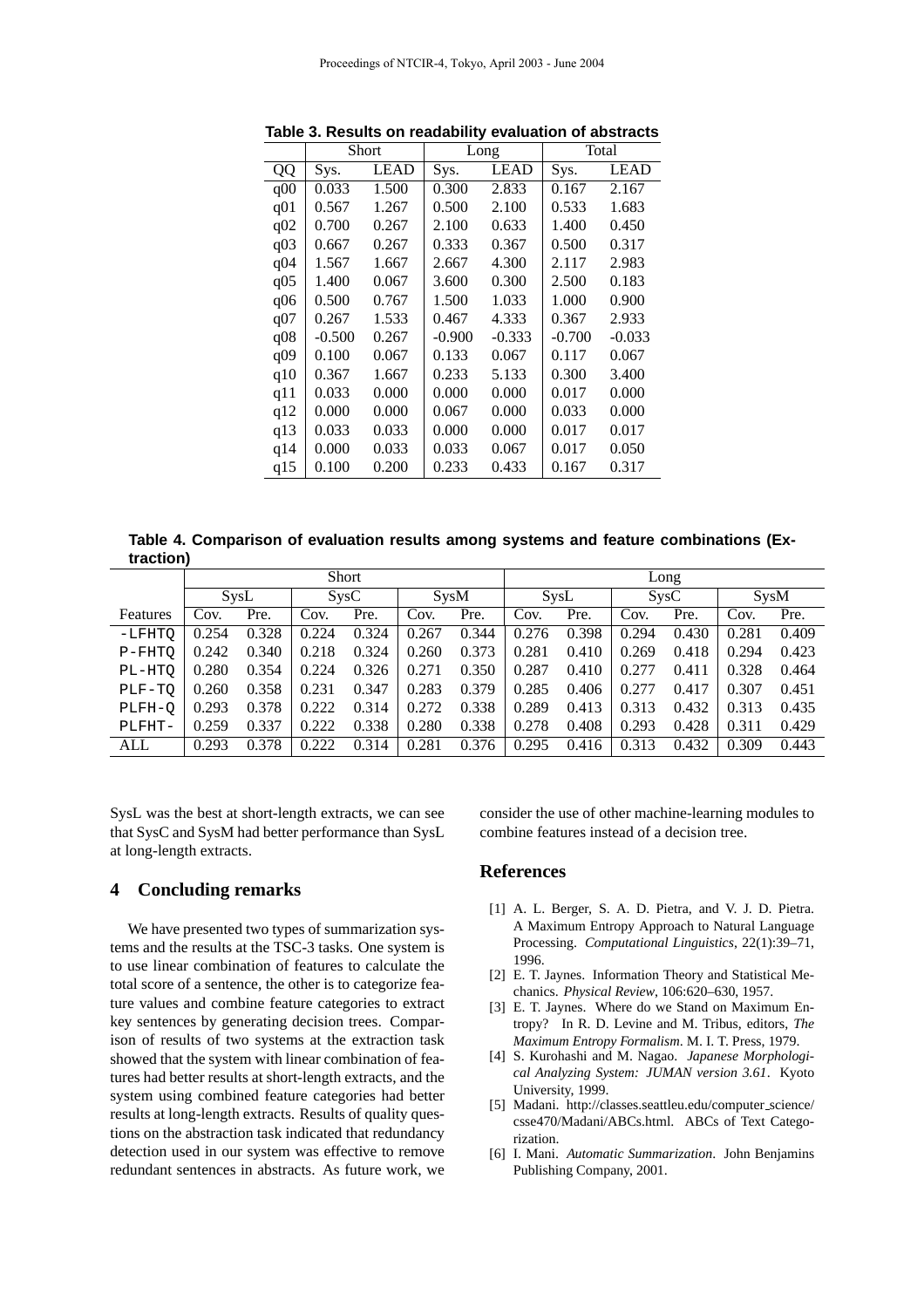**Table 3. Results on readability evaluation of abstracts**

| | Short | | Long | | Total | |
|---|---|---|---|---|---|---|
| QQ | Sys. | LEAD | Sys. | LEAD | Sys. | LEAD |
| q00 | 0.033 | 1.500 | 0.300 | 2.833 | 0.167 | 2.167 |
| q01 | 0.567 | 1.267 | 0.500 | 2.100 | 0.533 | 1.683 |
| q02 | 0.700 | 0.267 | 2.100 | 0.633 | 1.400 | 0.450 |
| q03 | 0.667 | 0.267 | 0.333 | 0.367 | 0.500 | 0.317 |
| q04 | 1.567 | 1.667 | 2.667 | 4.300 | 2.117 | 2.983 |
| q05 | 1.400 | 0.067 | 3.600 | 0.300 | 2.500 | 0.183 |
| q06 | 0.500 | 0.767 | 1.500 | 1.033 | 1.000 | 0.900 |
| q07 | 0.267 | 1.533 | 0.467 | 4.333 | 0.367 | 2.933 |
| q08 | -0.500 | 0.267 | -0.900 | -0.333 | -0.700 | -0.033 |
| q09 | 0.100 | 0.067 | 0.133 | 0.067 | 0.117 | 0.067 |
| q10 | 0.367 | 1.667 | 0.233 | 5.133 | 0.300 | 3.400 |
| q11 | 0.033 | 0.000 | 0.000 | 0.000 | 0.017 | 0.000 |
| q12 | 0.000 | 0.000 | 0.067 | 0.000 | 0.033 | 0.000 |
| q13 | 0.033 | 0.033 | 0.000 | 0.000 | 0.017 | 0.017 |
| q14 | 0.000 | 0.033 | 0.033 | 0.067 | 0.017 | 0.050 |
| q15 | 0.100 | 0.200 | 0.233 | 0.433 | 0.167 | 0.317 |

**Table 4. Comparison of evaluation results among systems and feature combinations (Extraction)**

| | Short | | | | | | Long | | | | | |
|---|---|---|---|---|---|---|---|---|---|---|---|---|
| | SysL | | SysC | | SysM | | SysL | | SysC | | SysM | |
| Features | Cov. | Pre. | Cov. | Pre. | Cov. | Pre. | Cov. | Pre. | Cov. | Pre. | Cov. | Pre. |
| -LFHTQ | 0.254 | 0.328 | 0.224 | 0.324 | 0.267 | 0.344 | 0.276 | 0.398 | 0.294 | 0.430 | 0.281 | 0.409 |
| P-FHTQ | 0.242 | 0.340 | 0.218 | 0.324 | 0.260 | 0.373 | 0.281 | 0.410 | 0.269 | 0.418 | 0.294 | 0.423 |
| PL-HTQ | 0.280 | 0.354 | 0.224 | 0.326 | 0.271 | 0.350 | 0.287 | 0.410 | 0.277 | 0.411 | 0.328 | 0.464 |
| PLF-TQ | 0.260 | 0.358 | 0.231 | 0.347 | 0.283 | 0.379 | 0.285 | 0.406 | 0.277 | 0.417 | 0.307 | 0.451 |
| PLFH-Q | 0.293 | 0.378 | 0.222 | 0.314 | 0.272 | 0.338 | 0.289 | 0.413 | 0.313 | 0.432 | 0.313 | 0.435 |
| PLFHT- | 0.259 | 0.337 | 0.222 | 0.338 | 0.280 | 0.338 | 0.278 | 0.408 | 0.293 | 0.428 | 0.311 | 0.429 |
| ALL | 0.293 | 0.378 | 0.222 | 0.314 | 0.281 | 0.376 | 0.295 | 0.416 | 0.313 | 0.432 | 0.309 | 0.443 |

SysL was the best at short-length extracts, we can see that SysC and SysM had better performance than SysL at long-length extracts.

## 4 Concluding remarks

We have presented two types of summarization systems and the results at the TSC-3 tasks. One system is to use linear combination of features to calculate the total score of a sentence, the other is to categorize feature values and combine feature categories to extract key sentences by generating decision trees. Comparison of results of two systems at the extraction task showed that the system with linear combination of features had better results at short-length extracts, and the system using combined feature categories had better results at long-length extracts. Results of quality questions on the abstraction task indicated that redundancy detection used in our system was effective to remove redundant sentences in abstracts. As future work, we consider the use of other machine-learning modules to combine features instead of a decision tree.

## References

[1] A. L. Berger, S. A. D. Pietra, and V. J. D. Pietra. A Maximum Entropy Approach to Natural Language Processing. *Computational Linguistics*, 22(1):39–71, 1996.

[2] E. T. Jaynes. Information Theory and Statistical Mechanics. *Physical Review*, 106:620–630, 1957.

[3] E. T. Jaynes. Where do we Stand on Maximum Entropy? In R. D. Levine and M. Tribus, editors, *The Maximum Entropy Formalism*. M. I. T. Press, 1979.

[4] S. Kurohashi and M. Nagao. *Japanese Morphological Analyzing System: JUMAN version 3.61*. Kyoto University, 1999.

[5] Madani. http://classes.seattleu.edu/computer_science/csse470/Madani/ABCs.html. ABCs of Text Categorization.

[6] I. Mani. *Automatic Summarization*. John Benjamins Publishing Company, 2001.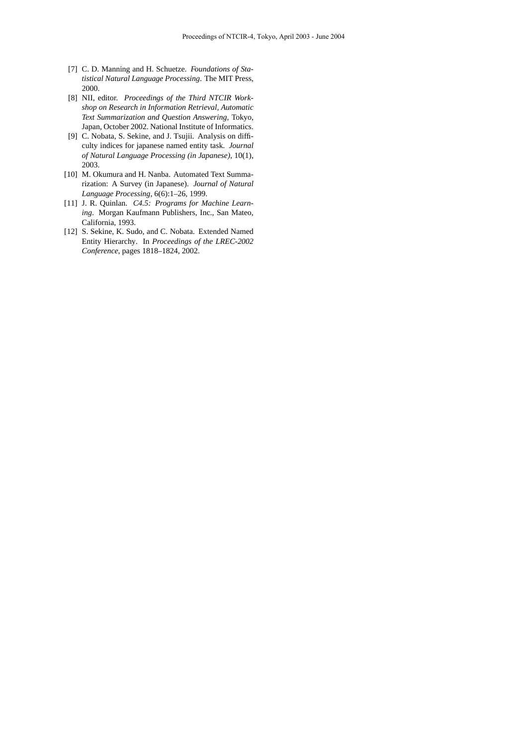[7] C. D. Manning and H. Schuetze. *Foundations of Statistical Natural Language Processing*. The MIT Press, 2000.

[8] NII, editor. *Proceedings of the Third NTCIR Workshop on Research in Information Retrieval, Automatic Text Summarization and Question Answering*, Tokyo, Japan, October 2002. National Institute of Informatics.

[9] C. Nobata, S. Sekine, and J. Tsujii. Analysis on difficulty indices for japanese named entity task. *Journal of Natural Language Processing (in Japanese)*, 10(1), 2003.

[10] M. Okumura and H. Nanba. Automated Text Summarization: A Survey (in Japanese). *Journal of Natural Language Processing*, 6(6):1–26, 1999.

[11] J. R. Quinlan. *C4.5: Programs for Machine Learning*. Morgan Kaufmann Publishers, Inc., San Mateo, California, 1993.

[12] S. Sekine, K. Sudo, and C. Nobata. Extended Named Entity Hierarchy. In *Proceedings of the LREC-2002 Conference*, pages 1818–1824, 2002.